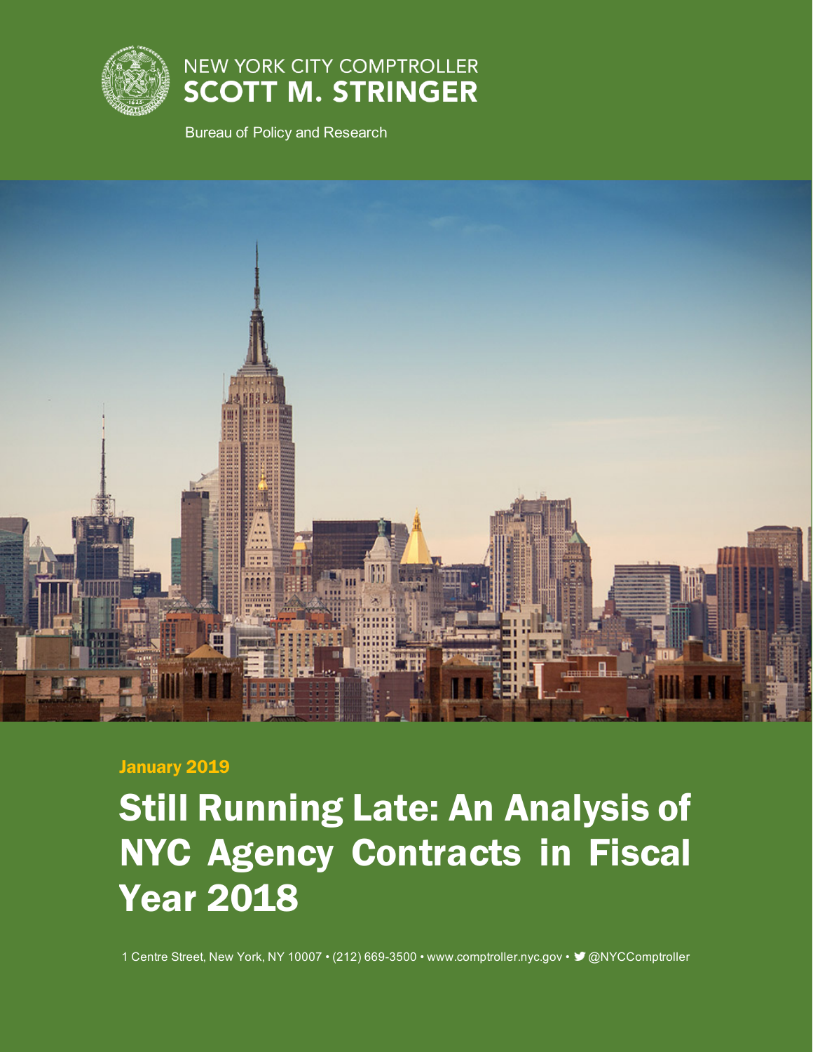NEW YORK CITY COMPTROLLER
**SCOTT M. STRINGER**

Bureau of Policy and Research

January 2019

# Still Running Late: An Analysis of NYC Agency Contracts in Fiscal Year 2018

1 Centre Street, New York, NY 10007 • (212) 669-3500 • www.comptroller.nyc.gov • @NYCComptroller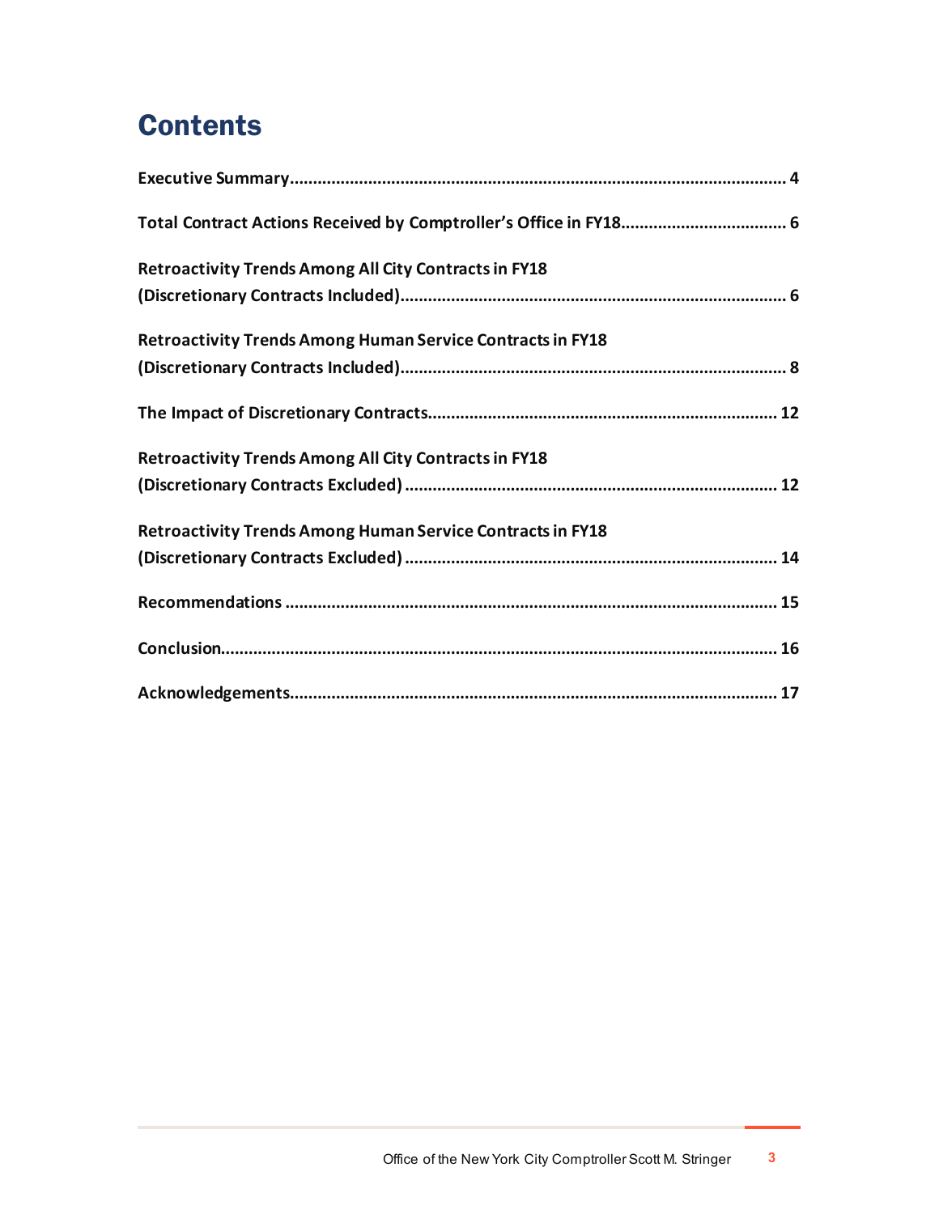# Contents

**Executive Summary** .......... 4

**Total Contract Actions Received by Comptroller's Office in FY18** .......... 6

**Retroactivity Trends Among All City Contracts in FY18 (Discretionary Contracts Included)** .......... 6

**Retroactivity Trends Among Human Service Contracts in FY18 (Discretionary Contracts Included)** .......... 8

**The Impact of Discretionary Contracts** .......... 12

**Retroactivity Trends Among All City Contracts in FY18 (Discretionary Contracts Excluded)** .......... 12

**Retroactivity Trends Among Human Service Contracts in FY18 (Discretionary Contracts Excluded)** .......... 14

**Recommendations** .......... 15

**Conclusion** .......... 16

**Acknowledgements** .......... 17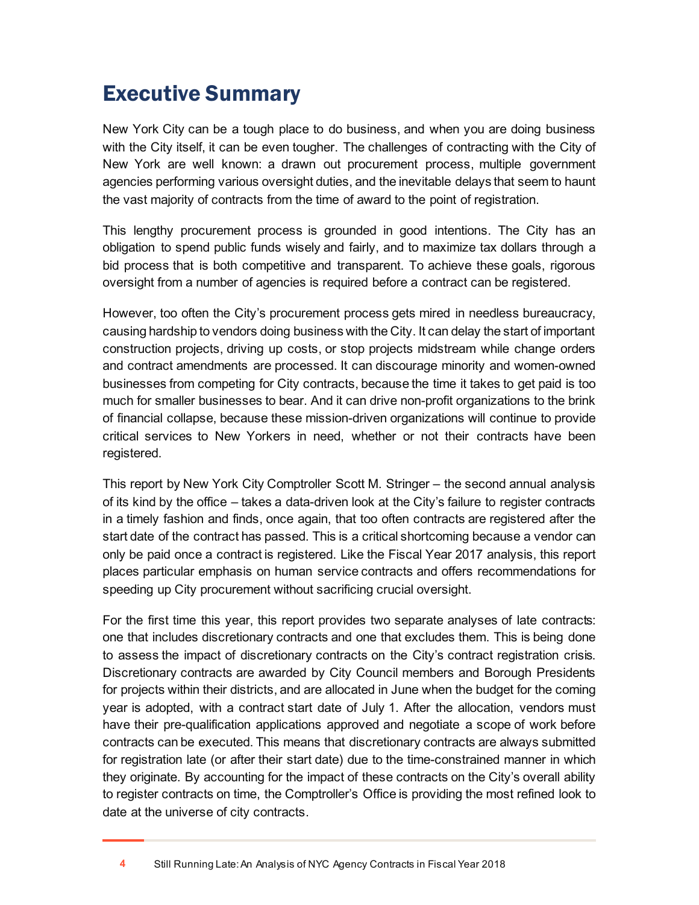# Executive Summary

New York City can be a tough place to do business, and when you are doing business with the City itself, it can be even tougher. The challenges of contracting with the City of New York are well known: a drawn out procurement process, multiple government agencies performing various oversight duties, and the inevitable delays that seem to haunt the vast majority of contracts from the time of award to the point of registration.

This lengthy procurement process is grounded in good intentions. The City has an obligation to spend public funds wisely and fairly, and to maximize tax dollars through a bid process that is both competitive and transparent. To achieve these goals, rigorous oversight from a number of agencies is required before a contract can be registered.

However, too often the City's procurement process gets mired in needless bureaucracy, causing hardship to vendors doing business with the City. It can delay the start of important construction projects, driving up costs, or stop projects midstream while change orders and contract amendments are processed. It can discourage minority and women-owned businesses from competing for City contracts, because the time it takes to get paid is too much for smaller businesses to bear. And it can drive non-profit organizations to the brink of financial collapse, because these mission-driven organizations will continue to provide critical services to New Yorkers in need, whether or not their contracts have been registered.

This report by New York City Comptroller Scott M. Stringer – the second annual analysis of its kind by the office – takes a data-driven look at the City's failure to register contracts in a timely fashion and finds, once again, that too often contracts are registered after the start date of the contract has passed. This is a critical shortcoming because a vendor can only be paid once a contract is registered. Like the Fiscal Year 2017 analysis, this report places particular emphasis on human service contracts and offers recommendations for speeding up City procurement without sacrificing crucial oversight.

For the first time this year, this report provides two separate analyses of late contracts: one that includes discretionary contracts and one that excludes them. This is being done to assess the impact of discretionary contracts on the City's contract registration crisis. Discretionary contracts are awarded by City Council members and Borough Presidents for projects within their districts, and are allocated in June when the budget for the coming year is adopted, with a contract start date of July 1. After the allocation, vendors must have their pre-qualification applications approved and negotiate a scope of work before contracts can be executed. This means that discretionary contracts are always submitted for registration late (or after their start date) due to the time-constrained manner in which they originate. By accounting for the impact of these contracts on the City's overall ability to register contracts on time, the Comptroller's Office is providing the most refined look to date at the universe of city contracts.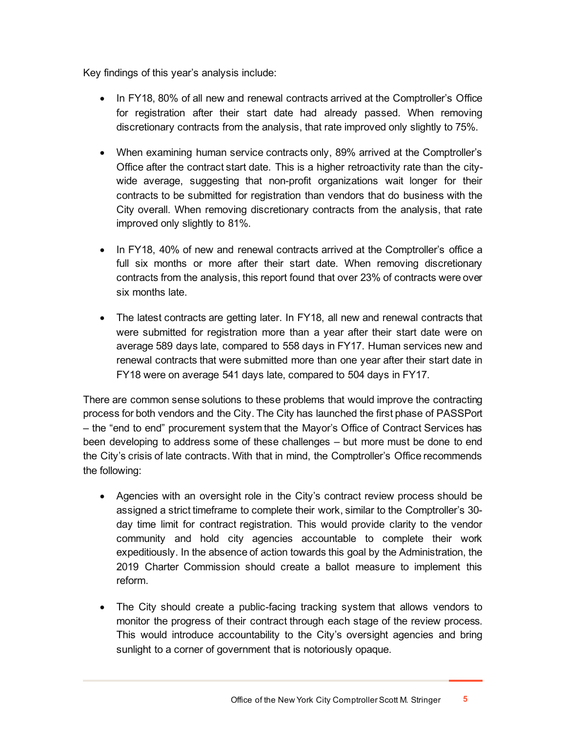Key findings of this year's analysis include:

- In FY18, 80% of all new and renewal contracts arrived at the Comptroller's Office for registration after their start date had already passed. When removing discretionary contracts from the analysis, that rate improved only slightly to 75%.

- When examining human service contracts only, 89% arrived at the Comptroller's Office after the contract start date. This is a higher retroactivity rate than the city-wide average, suggesting that non-profit organizations wait longer for their contracts to be submitted for registration than vendors that do business with the City overall. When removing discretionary contracts from the analysis, that rate improved only slightly to 81%.

- In FY18, 40% of new and renewal contracts arrived at the Comptroller's office a full six months or more after their start date. When removing discretionary contracts from the analysis, this report found that over 23% of contracts were over six months late.

- The latest contracts are getting later. In FY18, all new and renewal contracts that were submitted for registration more than a year after their start date were on average 589 days late, compared to 558 days in FY17. Human services new and renewal contracts that were submitted more than one year after their start date in FY18 were on average 541 days late, compared to 504 days in FY17.

There are common sense solutions to these problems that would improve the contracting process for both vendors and the City. The City has launched the first phase of PASSPort – the "end to end" procurement system that the Mayor's Office of Contract Services has been developing to address some of these challenges – but more must be done to end the City's crisis of late contracts. With that in mind, the Comptroller's Office recommends the following:

- Agencies with an oversight role in the City's contract review process should be assigned a strict timeframe to complete their work, similar to the Comptroller's 30-day time limit for contract registration. This would provide clarity to the vendor community and hold city agencies accountable to complete their work expeditiously. In the absence of action towards this goal by the Administration, the 2019 Charter Commission should create a ballot measure to implement this reform.

- The City should create a public-facing tracking system that allows vendors to monitor the progress of their contract through each stage of the review process. This would introduce accountability to the City's oversight agencies and bring sunlight to a corner of government that is notoriously opaque.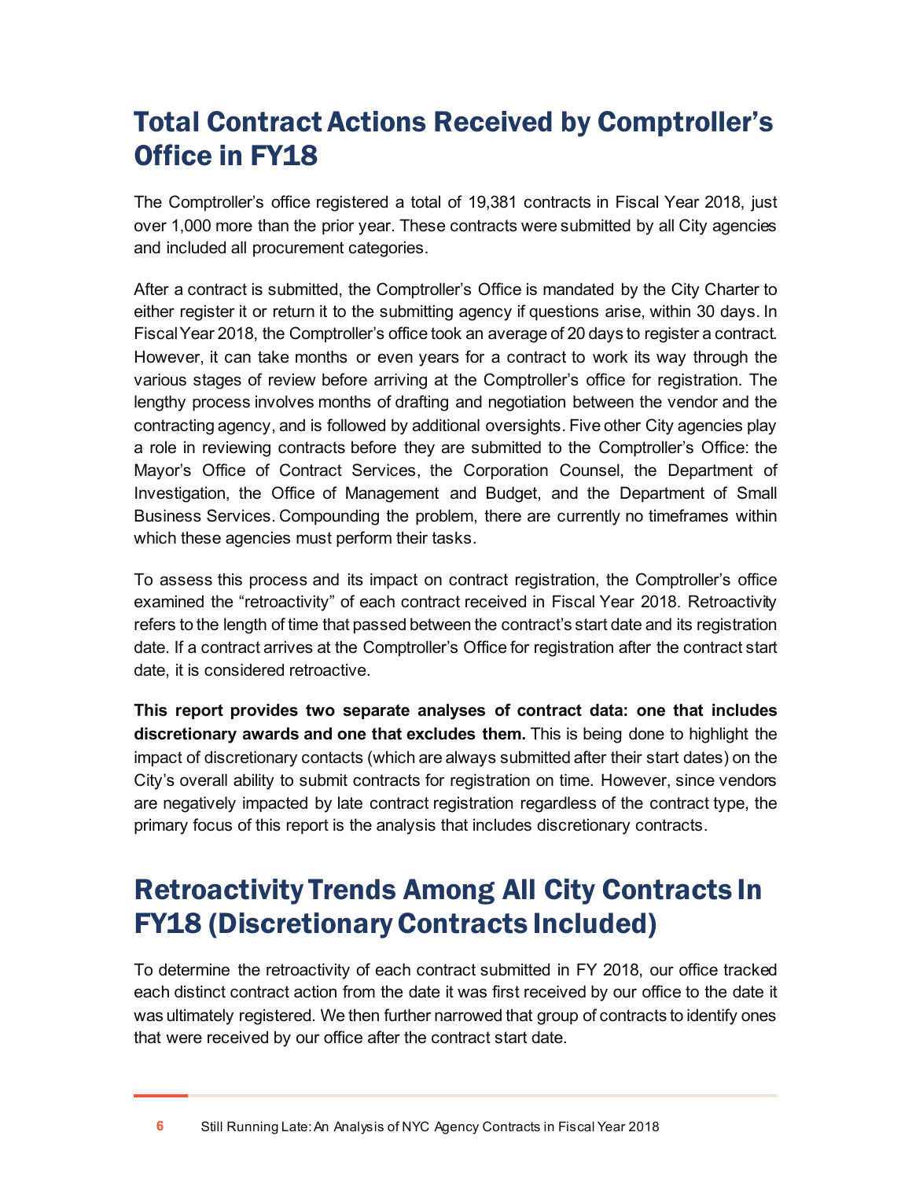## Total Contract Actions Received by Comptroller's Office in FY18

The Comptroller's office registered a total of 19,381 contracts in Fiscal Year 2018, just over 1,000 more than the prior year. These contracts were submitted by all City agencies and included all procurement categories.

After a contract is submitted, the Comptroller's Office is mandated by the City Charter to either register it or return it to the submitting agency if questions arise, within 30 days. In Fiscal Year 2018, the Comptroller's office took an average of 20 days to register a contract. However, it can take months or even years for a contract to work its way through the various stages of review before arriving at the Comptroller's office for registration. The lengthy process involves months of drafting and negotiation between the vendor and the contracting agency, and is followed by additional oversights. Five other City agencies play a role in reviewing contracts before they are submitted to the Comptroller's Office: the Mayor's Office of Contract Services, the Corporation Counsel, the Department of Investigation, the Office of Management and Budget, and the Department of Small Business Services. Compounding the problem, there are currently no timeframes within which these agencies must perform their tasks.

To assess this process and its impact on contract registration, the Comptroller's office examined the "retroactivity" of each contract received in Fiscal Year 2018. Retroactivity refers to the length of time that passed between the contract's start date and its registration date. If a contract arrives at the Comptroller's Office for registration after the contract start date, it is considered retroactive.

**This report provides two separate analyses of contract data: one that includes discretionary awards and one that excludes them.** This is being done to highlight the impact of discretionary contacts (which are always submitted after their start dates) on the City's overall ability to submit contracts for registration on time. However, since vendors are negatively impacted by late contract registration regardless of the contract type, the primary focus of this report is the analysis that includes discretionary contracts.

## Retroactivity Trends Among All City Contracts In FY18 (Discretionary Contracts Included)

To determine the retroactivity of each contract submitted in FY 2018, our office tracked each distinct contract action from the date it was first received by our office to the date it was ultimately registered. We then further narrowed that group of contracts to identify ones that were received by our office after the contract start date.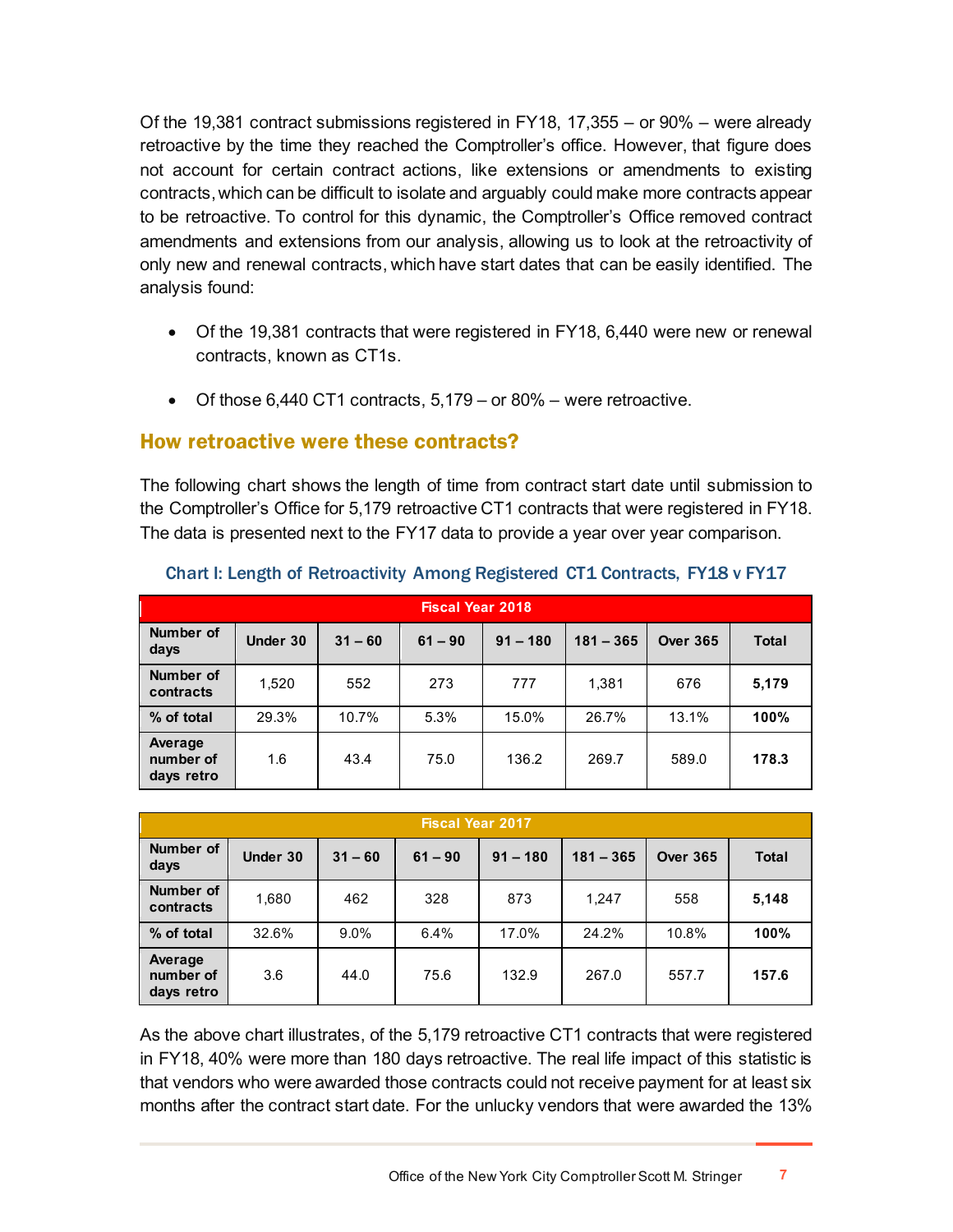Of the 19,381 contract submissions registered in FY18, 17,355 – or 90% – were already retroactive by the time they reached the Comptroller's office. However, that figure does not account for certain contract actions, like extensions or amendments to existing contracts, which can be difficult to isolate and arguably could make more contracts appear to be retroactive. To control for this dynamic, the Comptroller's Office removed contract amendments and extensions from our analysis, allowing us to look at the retroactivity of only new and renewal contracts, which have start dates that can be easily identified. The analysis found:

- Of the 19,381 contracts that were registered in FY18, 6,440 were new or renewal contracts, known as CT1s.
- Of those 6,440 CT1 contracts, 5,179 – or 80% – were retroactive.

## How retroactive were these contracts?

The following chart shows the length of time from contract start date until submission to the Comptroller's Office for 5,179 retroactive CT1 contracts that were registered in FY18. The data is presented next to the FY17 data to provide a year over year comparison.

**Chart I: Length of Retroactivity Among Registered CT1 Contracts, FY18 v FY17**

| Fiscal Year 2018 | | | | | | | |
|---|---|---|---|---|---|---|---|
| **Number of days** | **Under 30** | **31 – 60** | **61 – 90** | **91 – 180** | **181 – 365** | **Over 365** | **Total** |
| **Number of contracts** | 1,520 | 552 | 273 | 777 | 1,381 | 676 | **5,179** |
| **% of total** | 29.3% | 10.7% | 5.3% | 15.0% | 26.7% | 13.1% | **100%** |
| **Average number of days retro** | 1.6 | 43.4 | 75.0 | 136.2 | 269.7 | 589.0 | **178.3** |

| Fiscal Year 2017 | | | | | | | |
|---|---|---|---|---|---|---|---|
| **Number of days** | **Under 30** | **31 – 60** | **61 – 90** | **91 – 180** | **181 – 365** | **Over 365** | **Total** |
| **Number of contracts** | 1,680 | 462 | 328 | 873 | 1,247 | 558 | **5,148** |
| **% of total** | 32.6% | 9.0% | 6.4% | 17.0% | 24.2% | 10.8% | **100%** |
| **Average number of days retro** | 3.6 | 44.0 | 75.6 | 132.9 | 267.0 | 557.7 | **157.6** |

As the above chart illustrates, of the 5,179 retroactive CT1 contracts that were registered in FY18, 40% were more than 180 days retroactive. The real life impact of this statistic is that vendors who were awarded those contracts could not receive payment for at least six months after the contract start date. For the unlucky vendors that were awarded the 13%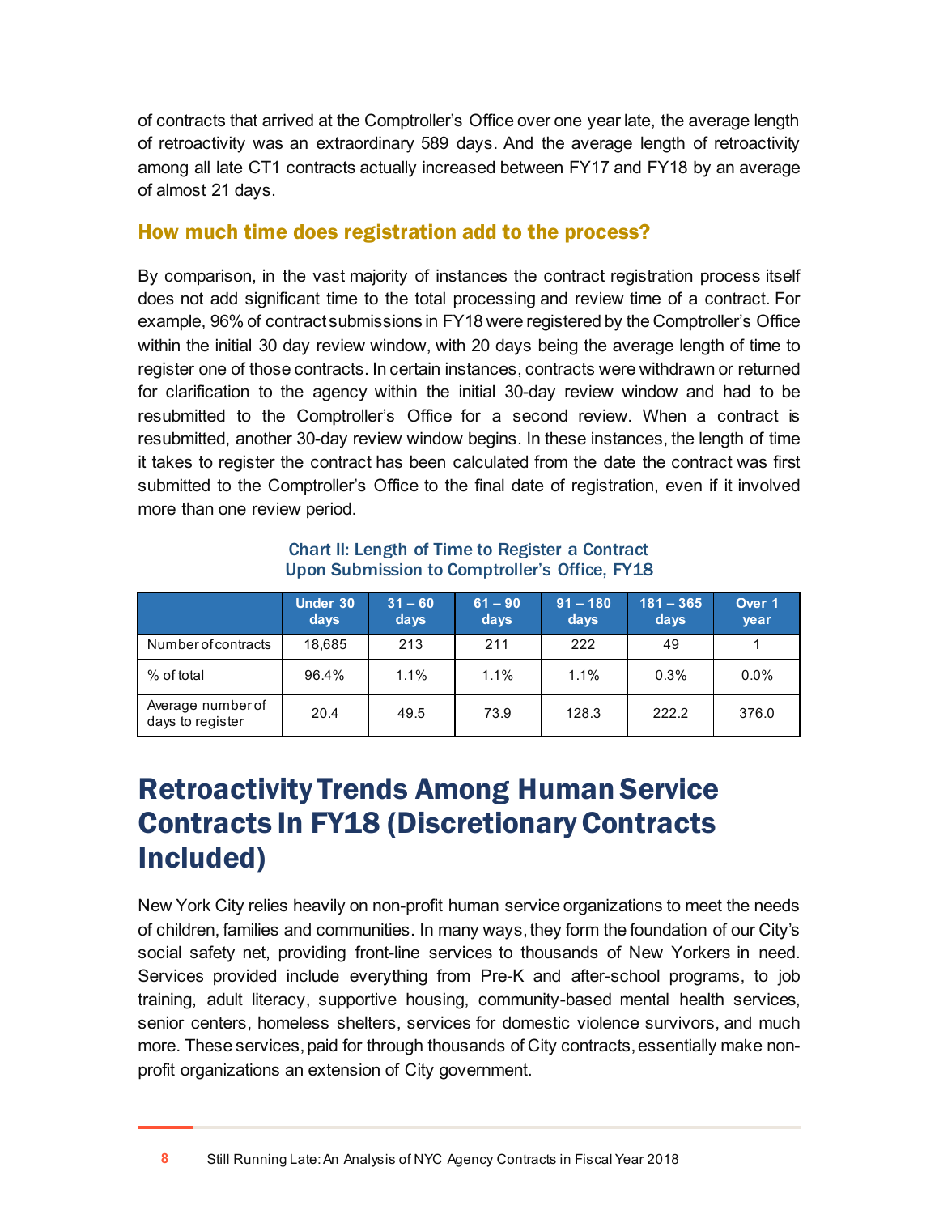of contracts that arrived at the Comptroller's Office over one year late, the average length of retroactivity was an extraordinary 589 days. And the average length of retroactivity among all late CT1 contracts actually increased between FY17 and FY18 by an average of almost 21 days.

### How much time does registration add to the process?

By comparison, in the vast majority of instances the contract registration process itself does not add significant time to the total processing and review time of a contract. For example, 96% of contract submissions in FY18 were registered by the Comptroller's Office within the initial 30 day review window, with 20 days being the average length of time to register one of those contracts. In certain instances, contracts were withdrawn or returned for clarification to the agency within the initial 30-day review window and had to be resubmitted to the Comptroller's Office for a second review. When a contract is resubmitted, another 30-day review window begins. In these instances, the length of time it takes to register the contract has been calculated from the date the contract was first submitted to the Comptroller's Office to the final date of registration, even if it involved more than one review period.

**Chart II: Length of Time to Register a Contract Upon Submission to Comptroller's Office, FY18**

| | Under 30 days | 31 – 60 days | 61 – 90 days | 91 – 180 days | 181 – 365 days | Over 1 year |
|---|---|---|---|---|---|---|
| Number of contracts | 18,685 | 213 | 211 | 222 | 49 | 1 |
| % of total | 96.4% | 1.1% | 1.1% | 1.1% | 0.3% | 0.0% |
| Average number of days to register | 20.4 | 49.5 | 73.9 | 128.3 | 222.2 | 376.0 |

## Retroactivity Trends Among Human Service Contracts In FY18 (Discretionary Contracts Included)

New York City relies heavily on non-profit human service organizations to meet the needs of children, families and communities. In many ways, they form the foundation of our City's social safety net, providing front-line services to thousands of New Yorkers in need. Services provided include everything from Pre-K and after-school programs, to job training, adult literacy, supportive housing, community-based mental health services, senior centers, homeless shelters, services for domestic violence survivors, and much more. These services, paid for through thousands of City contracts, essentially make non-profit organizations an extension of City government.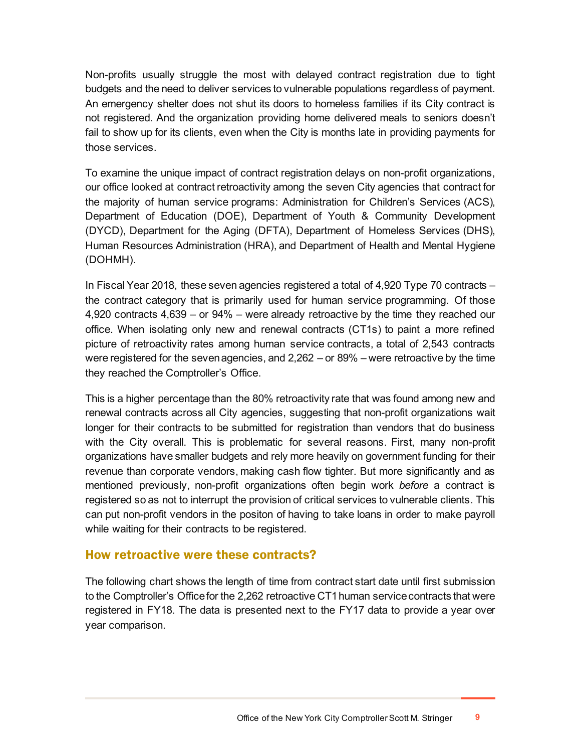Non-profits usually struggle the most with delayed contract registration due to tight budgets and the need to deliver services to vulnerable populations regardless of payment. An emergency shelter does not shut its doors to homeless families if its City contract is not registered. And the organization providing home delivered meals to seniors doesn't fail to show up for its clients, even when the City is months late in providing payments for those services.

To examine the unique impact of contract registration delays on non-profit organizations, our office looked at contract retroactivity among the seven City agencies that contract for the majority of human service programs: Administration for Children's Services (ACS), Department of Education (DOE), Department of Youth & Community Development (DYCD), Department for the Aging (DFTA), Department of Homeless Services (DHS), Human Resources Administration (HRA), and Department of Health and Mental Hygiene (DOHMH).

In Fiscal Year 2018, these seven agencies registered a total of 4,920 Type 70 contracts – the contract category that is primarily used for human service programming. Of those 4,920 contracts 4,639 – or 94% – were already retroactive by the time they reached our office. When isolating only new and renewal contracts (CT1s) to paint a more refined picture of retroactivity rates among human service contracts, a total of 2,543 contracts were registered for the seven agencies, and 2,262 – or 89% – were retroactive by the time they reached the Comptroller's Office.

This is a higher percentage than the 80% retroactivity rate that was found among new and renewal contracts across all City agencies, suggesting that non-profit organizations wait longer for their contracts to be submitted for registration than vendors that do business with the City overall. This is problematic for several reasons. First, many non-profit organizations have smaller budgets and rely more heavily on government funding for their revenue than corporate vendors, making cash flow tighter. But more significantly and as mentioned previously, non-profit organizations often begin work *before* a contract is registered so as not to interrupt the provision of critical services to vulnerable clients. This can put non-profit vendors in the positon of having to take loans in order to make payroll while waiting for their contracts to be registered.

## How retroactive were these contracts?

The following chart shows the length of time from contract start date until first submission to the Comptroller's Office for the 2,262 retroactive CT1 human service contracts that were registered in FY18. The data is presented next to the FY17 data to provide a year over year comparison.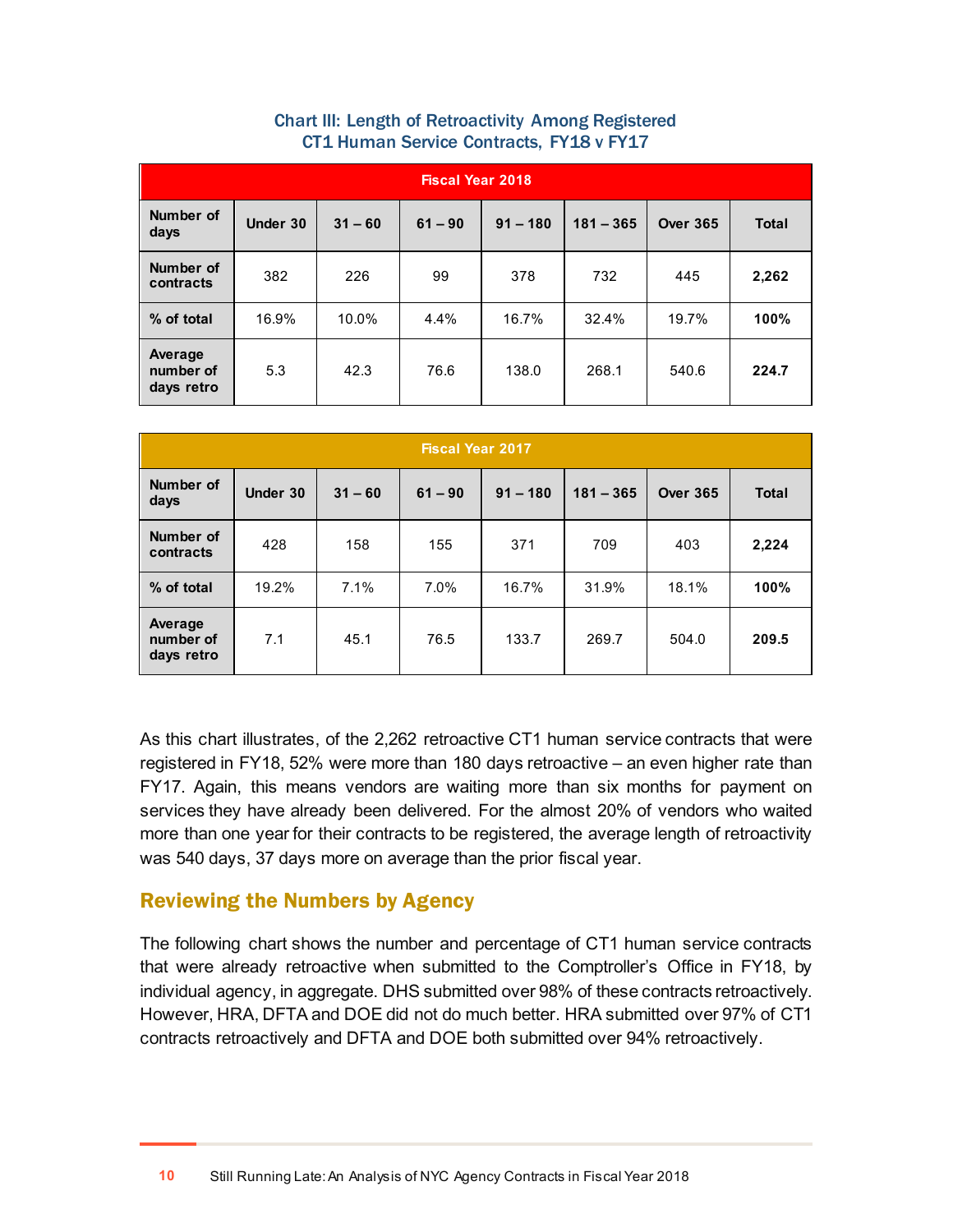### Chart III: Length of Retroactivity Among Registered CT1 Human Service Contracts, FY18 v FY17

| Fiscal Year 2018 | | | | | | | |
|---|---|---|---|---|---|---|---|
| **Number of days** | **Under 30** | **31 – 60** | **61 – 90** | **91 – 180** | **181 – 365** | **Over 365** | **Total** |
| **Number of contracts** | 382 | 226 | 99 | 378 | 732 | 445 | **2,262** |
| **% of total** | 16.9% | 10.0% | 4.4% | 16.7% | 32.4% | 19.7% | **100%** |
| **Average number of days retro** | 5.3 | 42.3 | 76.6 | 138.0 | 268.1 | 540.6 | **224.7** |

| Fiscal Year 2017 | | | | | | | |
|---|---|---|---|---|---|---|---|
| **Number of days** | **Under 30** | **31 – 60** | **61 – 90** | **91 – 180** | **181 – 365** | **Over 365** | **Total** |
| **Number of contracts** | 428 | 158 | 155 | 371 | 709 | 403 | **2,224** |
| **% of total** | 19.2% | 7.1% | 7.0% | 16.7% | 31.9% | 18.1% | **100%** |
| **Average number of days retro** | 7.1 | 45.1 | 76.5 | 133.7 | 269.7 | 504.0 | **209.5** |

As this chart illustrates, of the 2,262 retroactive CT1 human service contracts that were registered in FY18, 52% were more than 180 days retroactive – an even higher rate than FY17. Again, this means vendors are waiting more than six months for payment on services they have already been delivered. For the almost 20% of vendors who waited more than one year for their contracts to be registered, the average length of retroactivity was 540 days, 37 days more on average than the prior fiscal year.

## Reviewing the Numbers by Agency

The following chart shows the number and percentage of CT1 human service contracts that were already retroactive when submitted to the Comptroller's Office in FY18, by individual agency, in aggregate. DHS submitted over 98% of these contracts retroactively. However, HRA, DFTA and DOE did not do much better. HRA submitted over 97% of CT1 contracts retroactively and DFTA and DOE both submitted over 94% retroactively.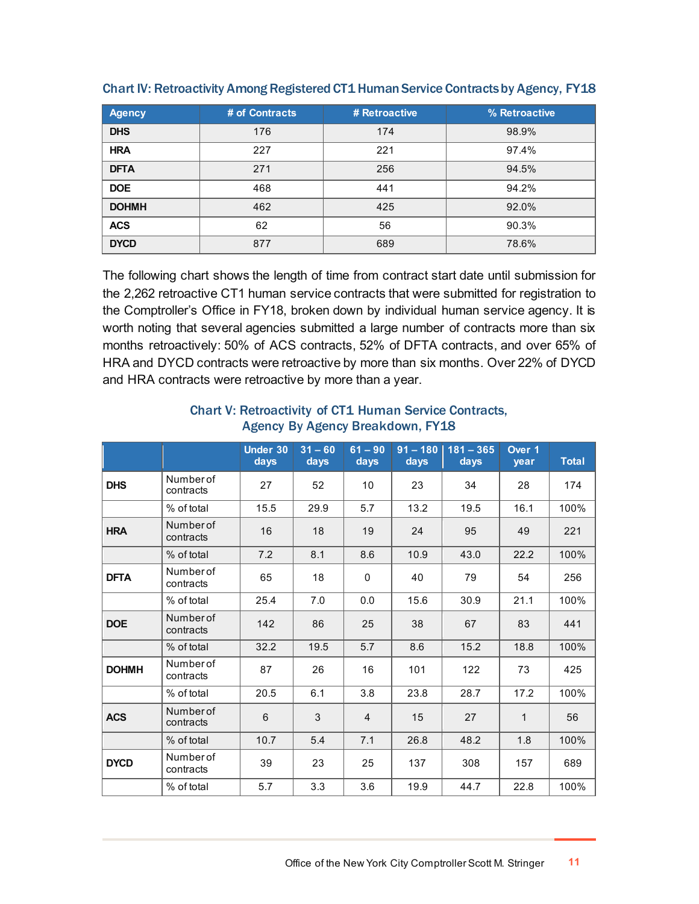**Chart IV: Retroactivity Among Registered CT1 Human Service Contracts by Agency, FY18**

| Agency | # of Contracts | # Retroactive | % Retroactive |
|---|---|---|---|
| DHS | 176 | 174 | 98.9% |
| HRA | 227 | 221 | 97.4% |
| DFTA | 271 | 256 | 94.5% |
| DOE | 468 | 441 | 94.2% |
| DOHMH | 462 | 425 | 92.0% |
| ACS | 62 | 56 | 90.3% |
| DYCD | 877 | 689 | 78.6% |

The following chart shows the length of time from contract start date until submission for the 2,262 retroactive CT1 human service contracts that were submitted for registration to the Comptroller's Office in FY18, broken down by individual human service agency. It is worth noting that several agencies submitted a large number of contracts more than six months retroactively: 50% of ACS contracts, 52% of DFTA contracts, and over 65% of HRA and DYCD contracts were retroactive by more than six months. Over 22% of DYCD and HRA contracts were retroactive by more than a year.

**Chart V: Retroactivity of CT1 Human Service Contracts, Agency By Agency Breakdown, FY18**

| | | Under 30 days | 31 – 60 days | 61 – 90 days | 91 – 180 days | 181 – 365 days | Over 1 year | Total |
|---|---|---|---|---|---|---|---|---|
| DHS | Number of contracts | 27 | 52 | 10 | 23 | 34 | 28 | 174 |
| | % of total | 15.5 | 29.9 | 5.7 | 13.2 | 19.5 | 16.1 | 100% |
| HRA | Number of contracts | 16 | 18 | 19 | 24 | 95 | 49 | 221 |
| | % of total | 7.2 | 8.1 | 8.6 | 10.9 | 43.0 | 22.2 | 100% |
| DFTA | Number of contracts | 65 | 18 | 0 | 40 | 79 | 54 | 256 |
| | % of total | 25.4 | 7.0 | 0.0 | 15.6 | 30.9 | 21.1 | 100% |
| DOE | Number of contracts | 142 | 86 | 25 | 38 | 67 | 83 | 441 |
| | % of total | 32.2 | 19.5 | 5.7 | 8.6 | 15.2 | 18.8 | 100% |
| DOHMH | Number of contracts | 87 | 26 | 16 | 101 | 122 | 73 | 425 |
| | % of total | 20.5 | 6.1 | 3.8 | 23.8 | 28.7 | 17.2 | 100% |
| ACS | Number of contracts | 6 | 3 | 4 | 15 | 27 | 1 | 56 |
| | % of total | 10.7 | 5.4 | 7.1 | 26.8 | 48.2 | 1.8 | 100% |
| DYCD | Number of contracts | 39 | 23 | 25 | 137 | 308 | 157 | 689 |
| | % of total | 5.7 | 3.3 | 3.6 | 19.9 | 44.7 | 22.8 | 100% |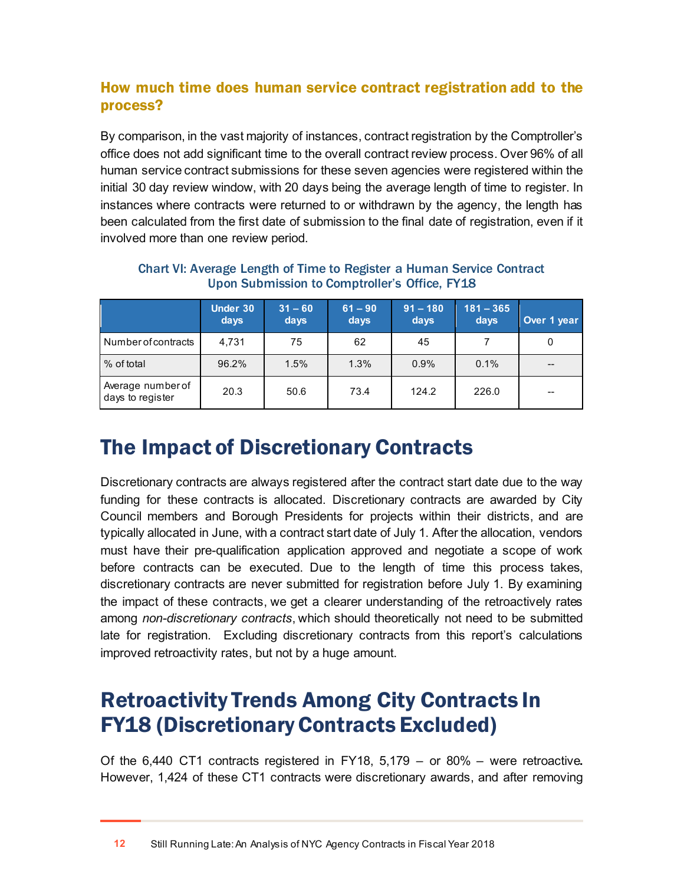### How much time does human service contract registration add to the process?

By comparison, in the vast majority of instances, contract registration by the Comptroller's office does not add significant time to the overall contract review process. Over 96% of all human service contract submissions for these seven agencies were registered within the initial 30 day review window, with 20 days being the average length of time to register. In instances where contracts were returned to or withdrawn by the agency, the length has been calculated from the first date of submission to the final date of registration, even if it involved more than one review period.

**Chart VI: Average Length of Time to Register a Human Service Contract Upon Submission to Comptroller's Office, FY18**

| | Under 30 days | 31 – 60 days | 61 – 90 days | 91 – 180 days | 181 – 365 days | Over 1 year |
|---|---|---|---|---|---|---|
| Number of contracts | 4,731 | 75 | 62 | 45 | 7 | 0 |
| % of total | 96.2% | 1.5% | 1.3% | 0.9% | 0.1% | -- |
| Average number of days to register | 20.3 | 50.6 | 73.4 | 124.2 | 226.0 | -- |

## The Impact of Discretionary Contracts

Discretionary contracts are always registered after the contract start date due to the way funding for these contracts is allocated. Discretionary contracts are awarded by City Council members and Borough Presidents for projects within their districts, and are typically allocated in June, with a contract start date of July 1. After the allocation, vendors must have their pre-qualification application approved and negotiate a scope of work before contracts can be executed. Due to the length of time this process takes, discretionary contracts are never submitted for registration before July 1. By examining the impact of these contracts, we get a clearer understanding of the retroactively rates among *non-discretionary contracts*, which should theoretically not need to be submitted late for registration. Excluding discretionary contracts from this report's calculations improved retroactivity rates, but not by a huge amount.

## Retroactivity Trends Among City Contracts In FY18 (Discretionary Contracts Excluded)

Of the 6,440 CT1 contracts registered in FY18, 5,179 – or 80% – were retroactive. However, 1,424 of these CT1 contracts were discretionary awards, and after removing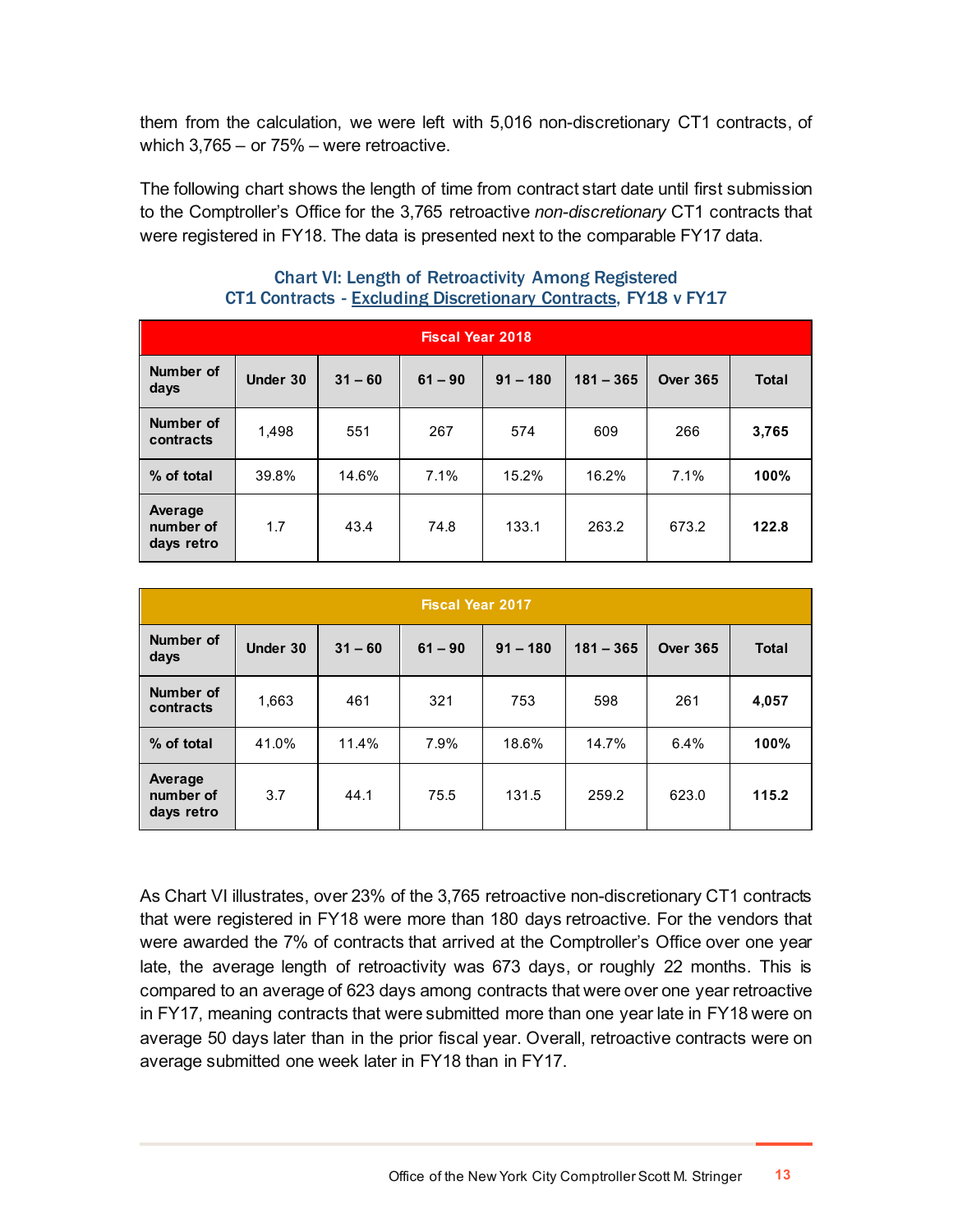them from the calculation, we were left with 5,016 non-discretionary CT1 contracts, of which 3,765 – or 75% – were retroactive.

The following chart shows the length of time from contract start date until first submission to the Comptroller's Office for the 3,765 retroactive *non-discretionary* CT1 contracts that were registered in FY18. The data is presented next to the comparable FY17 data.

**Chart VI: Length of Retroactivity Among Registered CT1 Contracts - Excluding Discretionary Contracts, FY18 v FY17**

| Fiscal Year 2018 | | | | | | | |
|---|---|---|---|---|---|---|---|
| **Number of days** | **Under 30** | **31 – 60** | **61 – 90** | **91 – 180** | **181 – 365** | **Over 365** | **Total** |
| **Number of contracts** | 1,498 | 551 | 267 | 574 | 609 | 266 | **3,765** |
| **% of total** | 39.8% | 14.6% | 7.1% | 15.2% | 16.2% | 7.1% | **100%** |
| **Average number of days retro** | 1.7 | 43.4 | 74.8 | 133.1 | 263.2 | 673.2 | **122.8** |

| Fiscal Year 2017 | | | | | | | |
|---|---|---|---|---|---|---|---|
| **Number of days** | **Under 30** | **31 – 60** | **61 – 90** | **91 – 180** | **181 – 365** | **Over 365** | **Total** |
| **Number of contracts** | 1,663 | 461 | 321 | 753 | 598 | 261 | **4,057** |
| **% of total** | 41.0% | 11.4% | 7.9% | 18.6% | 14.7% | 6.4% | **100%** |
| **Average number of days retro** | 3.7 | 44.1 | 75.5 | 131.5 | 259.2 | 623.0 | **115.2** |

As Chart VI illustrates, over 23% of the 3,765 retroactive non-discretionary CT1 contracts that were registered in FY18 were more than 180 days retroactive. For the vendors that were awarded the 7% of contracts that arrived at the Comptroller's Office over one year late, the average length of retroactivity was 673 days, or roughly 22 months. This is compared to an average of 623 days among contracts that were over one year retroactive in FY17, meaning contracts that were submitted more than one year late in FY18 were on average 50 days later than in the prior fiscal year. Overall, retroactive contracts were on average submitted one week later in FY18 than in FY17.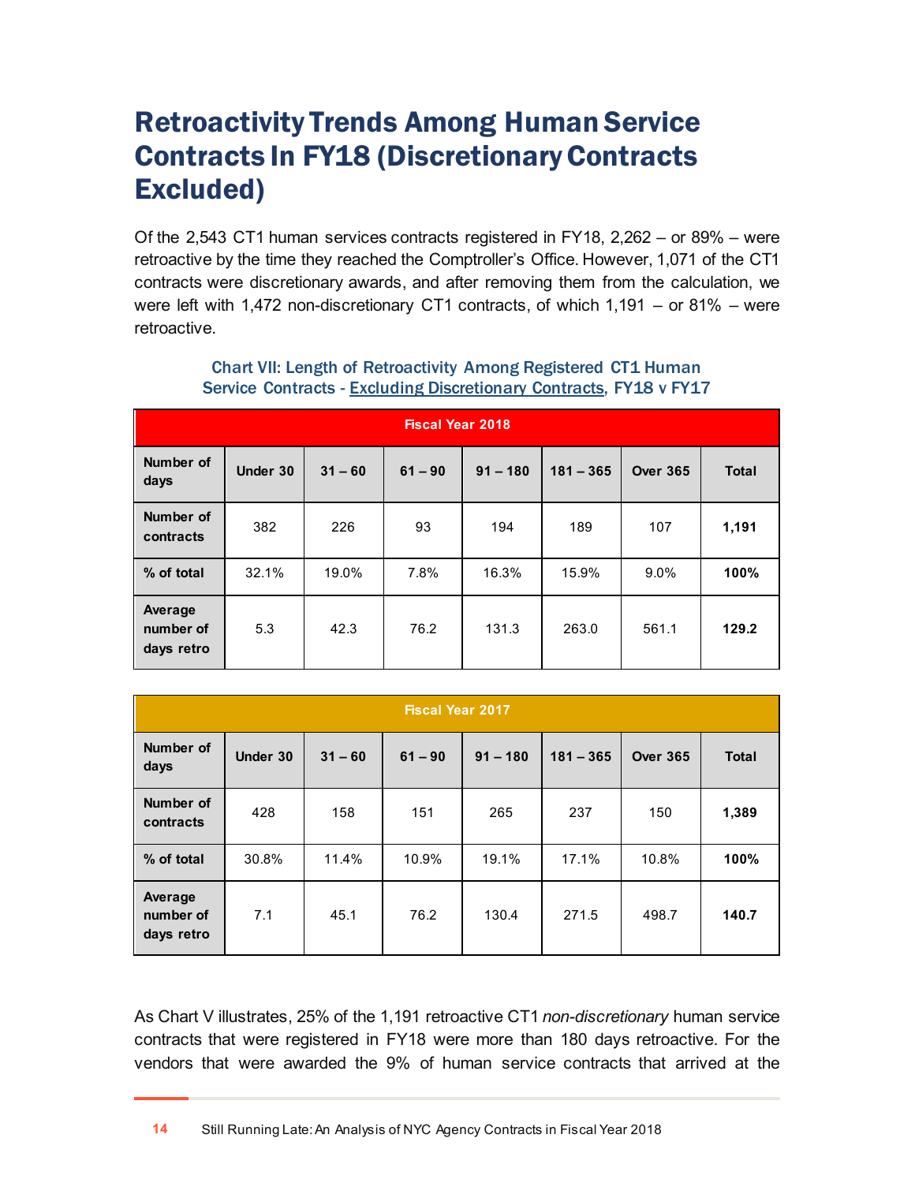# Retroactivity Trends Among Human Service Contracts In FY18 (Discretionary Contracts Excluded)

Of the 2,543 CT1 human services contracts registered in FY18, 2,262 – or 89% – were retroactive by the time they reached the Comptroller's Office. However, 1,071 of the CT1 contracts were discretionary awards, and after removing them from the calculation, we were left with 1,472 non-discretionary CT1 contracts, of which 1,191 – or 81% – were retroactive.

**Chart VII: Length of Retroactivity Among Registered CT1 Human Service Contracts - Excluding Discretionary Contracts, FY18 v FY17**

| Fiscal Year 2018 | | | | | | | |
|---|---|---|---|---|---|---|---|
| **Number of days** | **Under 30** | **31 – 60** | **61 – 90** | **91 – 180** | **181 – 365** | **Over 365** | **Total** |
| **Number of contracts** | 382 | 226 | 93 | 194 | 189 | 107 | **1,191** |
| **% of total** | 32.1% | 19.0% | 7.8% | 16.3% | 15.9% | 9.0% | **100%** |
| **Average number of days retro** | 5.3 | 42.3 | 76.2 | 131.3 | 263.0 | 561.1 | **129.2** |

| Fiscal Year 2017 | | | | | | | |
|---|---|---|---|---|---|---|---|
| **Number of days** | **Under 30** | **31 – 60** | **61 – 90** | **91 – 180** | **181 – 365** | **Over 365** | **Total** |
| **Number of contracts** | 428 | 158 | 151 | 265 | 237 | 150 | **1,389** |
| **% of total** | 30.8% | 11.4% | 10.9% | 19.1% | 17.1% | 10.8% | **100%** |
| **Average number of days retro** | 7.1 | 45.1 | 76.2 | 130.4 | 271.5 | 498.7 | **140.7** |

As Chart V illustrates, 25% of the 1,191 retroactive CT1 *non-discretionary* human service contracts that were registered in FY18 were more than 180 days retroactive. For the vendors that were awarded the 9% of human service contracts that arrived at the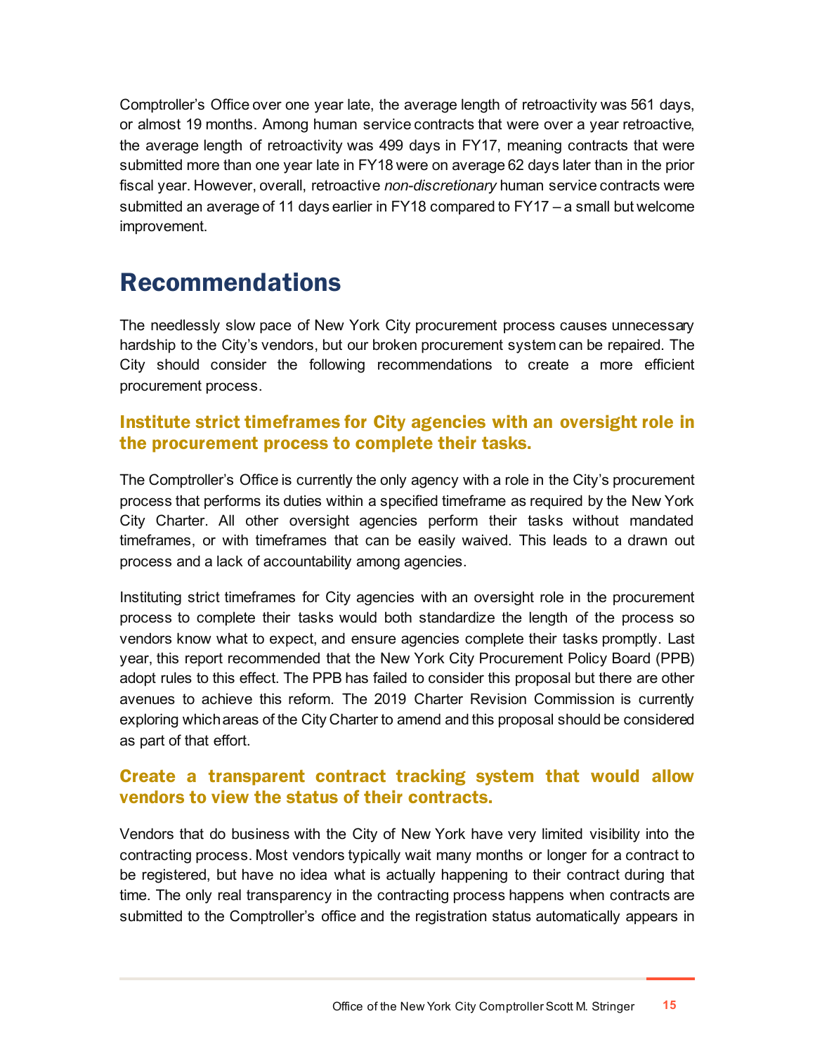Comptroller's Office over one year late, the average length of retroactivity was 561 days, or almost 19 months. Among human service contracts that were over a year retroactive, the average length of retroactivity was 499 days in FY17, meaning contracts that were submitted more than one year late in FY18 were on average 62 days later than in the prior fiscal year. However, overall, retroactive *non-discretionary* human service contracts were submitted an average of 11 days earlier in FY18 compared to FY17 – a small but welcome improvement.

# Recommendations

The needlessly slow pace of New York City procurement process causes unnecessary hardship to the City's vendors, but our broken procurement system can be repaired. The City should consider the following recommendations to create a more efficient procurement process.

### Institute strict timeframes for City agencies with an oversight role in the procurement process to complete their tasks.

The Comptroller's Office is currently the only agency with a role in the City's procurement process that performs its duties within a specified timeframe as required by the New York City Charter. All other oversight agencies perform their tasks without mandated timeframes, or with timeframes that can be easily waived. This leads to a drawn out process and a lack of accountability among agencies.

Instituting strict timeframes for City agencies with an oversight role in the procurement process to complete their tasks would both standardize the length of the process so vendors know what to expect, and ensure agencies complete their tasks promptly. Last year, this report recommended that the New York City Procurement Policy Board (PPB) adopt rules to this effect. The PPB has failed to consider this proposal but there are other avenues to achieve this reform. The 2019 Charter Revision Commission is currently exploring which areas of the City Charter to amend and this proposal should be considered as part of that effort.

### Create a transparent contract tracking system that would allow vendors to view the status of their contracts.

Vendors that do business with the City of New York have very limited visibility into the contracting process. Most vendors typically wait many months or longer for a contract to be registered, but have no idea what is actually happening to their contract during that time. The only real transparency in the contracting process happens when contracts are submitted to the Comptroller's office and the registration status automatically appears in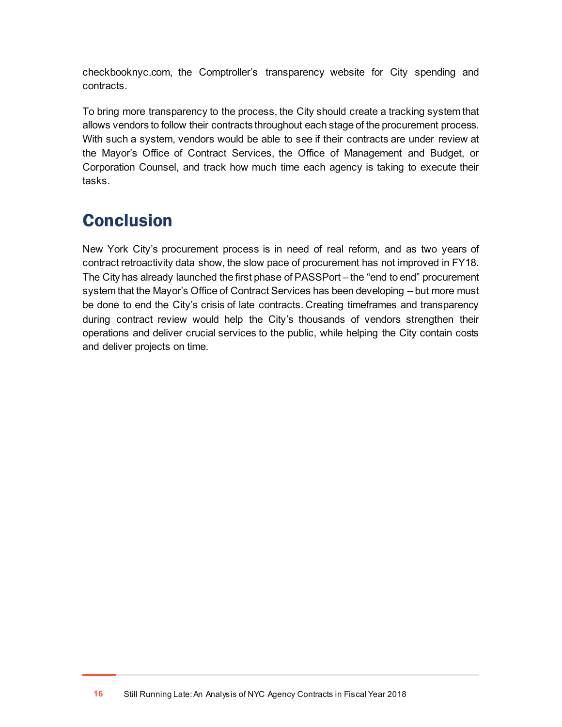checkbooknyc.com, the Comptroller's transparency website for City spending and contracts.

To bring more transparency to the process, the City should create a tracking system that allows vendors to follow their contracts throughout each stage of the procurement process. With such a system, vendors would be able to see if their contracts are under review at the Mayor's Office of Contract Services, the Office of Management and Budget, or Corporation Counsel, and track how much time each agency is taking to execute their tasks.

# Conclusion

New York City's procurement process is in need of real reform, and as two years of contract retroactivity data show, the slow pace of procurement has not improved in FY18. The City has already launched the first phase of PASSPort – the "end to end" procurement system that the Mayor's Office of Contract Services has been developing – but more must be done to end the City's crisis of late contracts. Creating timeframes and transparency during contract review would help the City's thousands of vendors strengthen their operations and deliver crucial services to the public, while helping the City contain costs and deliver projects on time.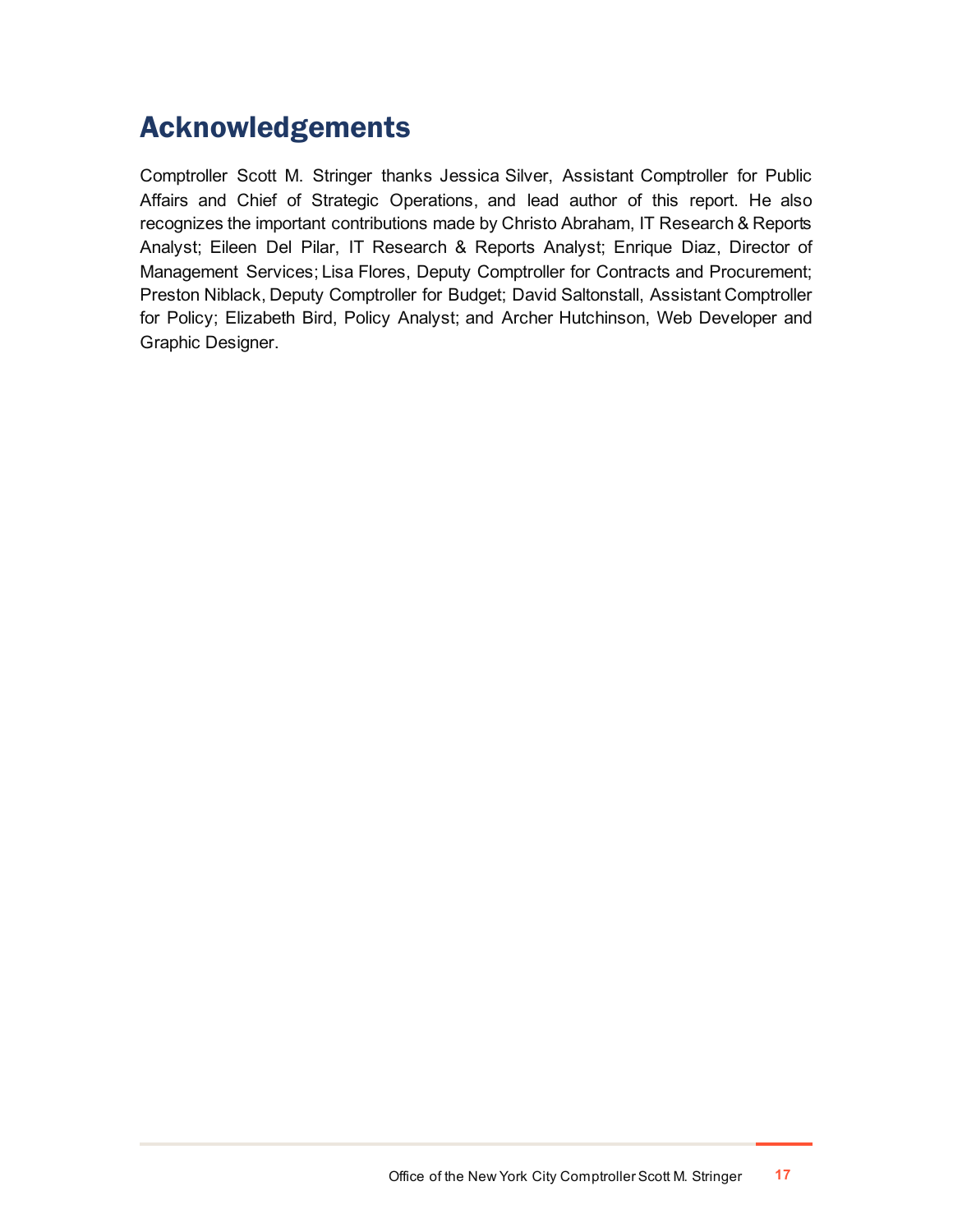# Acknowledgements

Comptroller Scott M. Stringer thanks Jessica Silver, Assistant Comptroller for Public Affairs and Chief of Strategic Operations, and lead author of this report. He also recognizes the important contributions made by Christo Abraham, IT Research & Reports Analyst; Eileen Del Pilar, IT Research & Reports Analyst; Enrique Diaz, Director of Management Services; Lisa Flores, Deputy Comptroller for Contracts and Procurement; Preston Niblack, Deputy Comptroller for Budget; David Saltonstall, Assistant Comptroller for Policy; Elizabeth Bird, Policy Analyst; and Archer Hutchinson, Web Developer and Graphic Designer.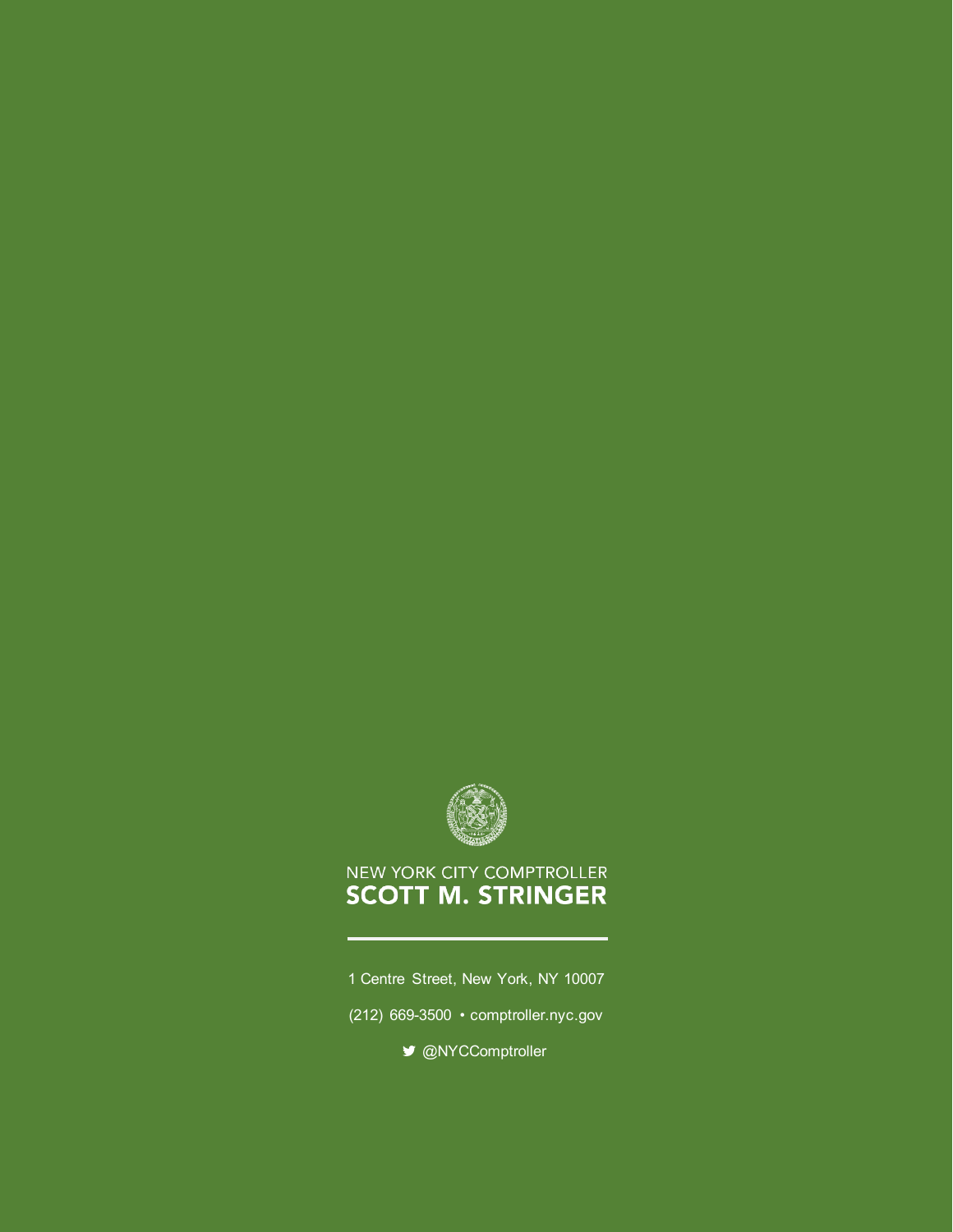NEW YORK CITY COMPTROLLER

**SCOTT M. STRINGER**

1 Centre Street, New York, NY 10007

(212) 669-3500 • comptroller.nyc.gov

@NYCComptroller